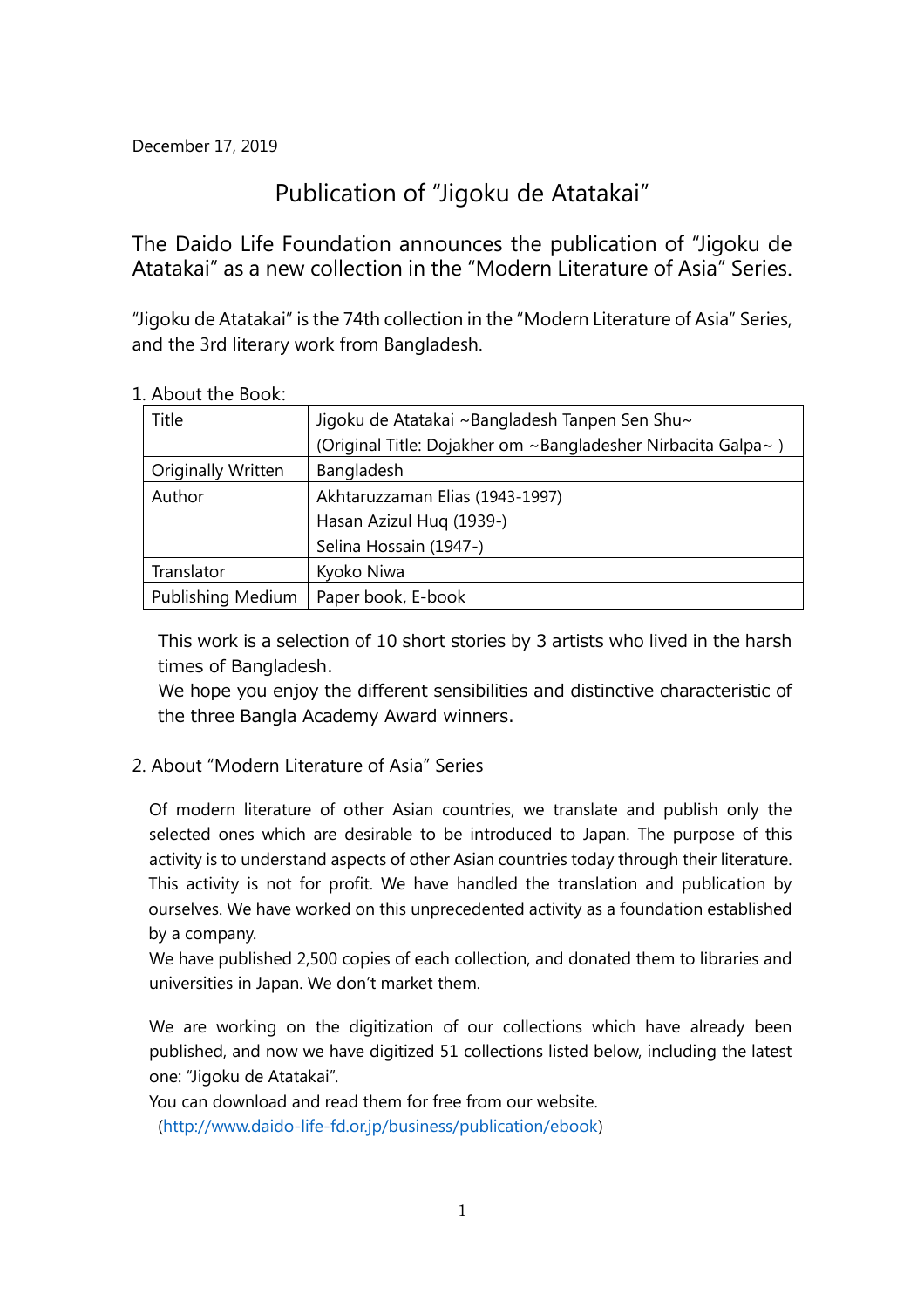December 17, 2019

# Publication of "Jigoku de Atatakai"

## The Daido Life Foundation announces the publication of "Jigoku de Atatakai" as a new collection in the "Modern Literature of Asia" Series.

"Jigoku de Atatakai" is the 74th collection in the "Modern Literature of Asia" Series, and the 3rd literary work from Bangladesh.

1. About the Book:

| Title | Jigoku de Atatakai ~Bangladesh Tanpen Sen Shu~<br>(Original Title: Dojakher om ~Bangladesher Nirbacita Galpa~ ) |
|---|---|
| Originally Written | Bangladesh |
| Author | Akhtaruzzaman Elias (1943-1997)<br>Hasan Azizul Huq (1939-)<br>Selina Hossain (1947-) |
| Translator | Kyoko Niwa |
| Publishing Medium | Paper book, E-book |

This work is a selection of 10 short stories by 3 artists who lived in the harsh times of Bangladesh.
We hope you enjoy the different sensibilities and distinctive characteristic of the three Bangla Academy Award winners.

2. About "Modern Literature of Asia" Series

Of modern literature of other Asian countries, we translate and publish only the selected ones which are desirable to be introduced to Japan. The purpose of this activity is to understand aspects of other Asian countries today through their literature. This activity is not for profit. We have handled the translation and publication by ourselves. We have worked on this unprecedented activity as a foundation established by a company.
We have published 2,500 copies of each collection, and donated them to libraries and universities in Japan. We don't market them.

We are working on the digitization of our collections which have already been published, and now we have digitized 51 collections listed below, including the latest one: "Jigoku de Atatakai".
You can download and read them for free from our website.
(http://www.daido-life-fd.or.jp/business/publication/ebook)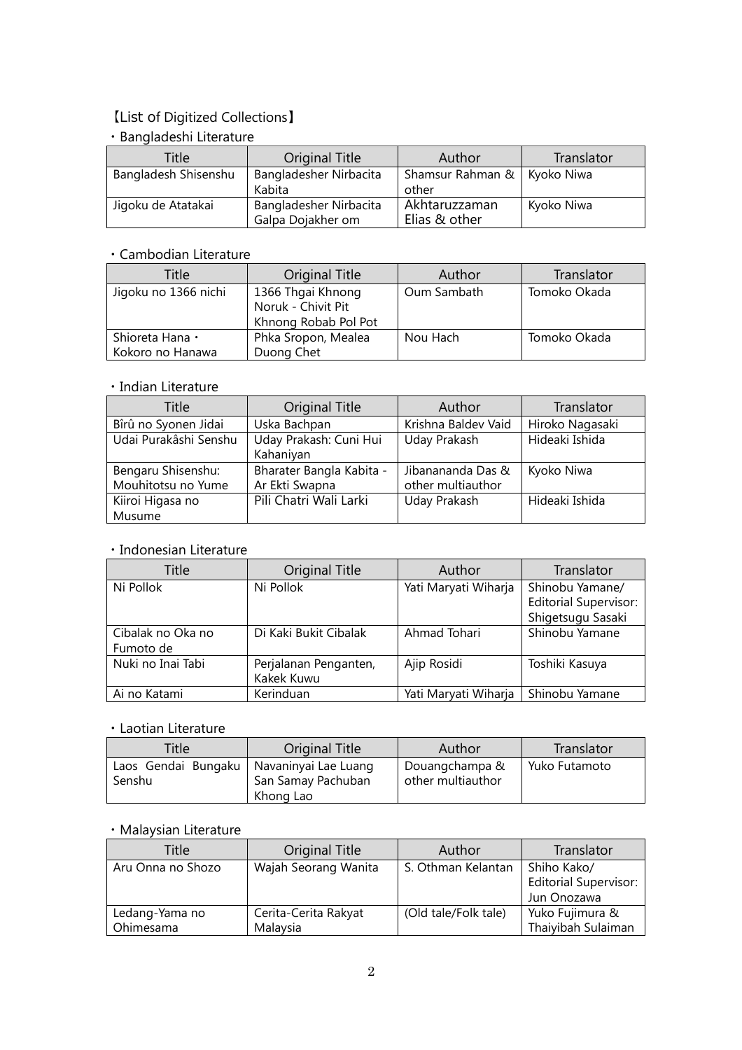## 【List of Digitized Collections】

### ・Bangladeshi Literature

| Title | Original Title | Author | Translator |
| --- | --- | --- | --- |
| Bangladesh Shisenshu | Bangladesher Nirbacita Kabita | Shamsur Rahman & other | Kyoko Niwa |
| Jigoku de Atatakai | Bangladesher Nirbacita Galpa Dojakher om | Akhtaruzzaman Elias & other | Kyoko Niwa |

### ・Cambodian Literature

| Title | Original Title | Author | Translator |
| --- | --- | --- | --- |
| Jigoku no 1366 nichi | 1366 Thgai Khnong Noruk - Chivit Pit Khnong Robab Pol Pot | Oum Sambath | Tomoko Okada |
| Shioreta Hana・Kokoro no Hanawa | Phka Sropon, Mealea Duong Chet | Nou Hach | Tomoko Okada |

### ・Indian Literature

| Title | Original Title | Author | Translator |
| --- | --- | --- | --- |
| Bîrû no Syonen Jidai | Uska Bachpan | Krishna Baldev Vaid | Hiroko Nagasaki |
| Udai Purakâshi Senshu | Uday Prakash: Cuni Hui Kahaniyan | Uday Prakash | Hideaki Ishida |
| Bengaru Shisenshu: Mouhitotsu no Yume | Bharater Bangla Kabita - Ar Ekti Swapna | Jibanananda Das & other multiauthor | Kyoko Niwa |
| Kiiroi Higasa no Musume | Pili Chatri Wali Larki | Uday Prakash | Hideaki Ishida |

### ・Indonesian Literature

| Title | Original Title | Author | Translator |
| --- | --- | --- | --- |
| Ni Pollok | Ni Pollok | Yati Maryati Wiharja | Shinobu Yamane/ Editorial Supervisor: Shigetsugu Sasaki |
| Cibalak no Oka no Fumoto de | Di Kaki Bukit Cibalak | Ahmad Tohari | Shinobu Yamane |
| Nuki no Inai Tabi | Perjalanan Penganten, Kakek Kuwu | Ajip Rosidi | Toshiki Kasuya |
| Ai no Katami | Kerinduan | Yati Maryati Wiharja | Shinobu Yamane |

### ・Laotian Literature

| Title | Original Title | Author | Translator |
| --- | --- | --- | --- |
| Laos Gendai Bungaku Senshu | Navaninyai Lae Luang San Samay Pachuban Khong Lao | Douangchampa & other multiauthor | Yuko Futamoto |

### ・Malaysian Literature

| Title | Original Title | Author | Translator |
| --- | --- | --- | --- |
| Aru Onna no Shozo | Wajah Seorang Wanita | S. Othman Kelantan | Shiho Kako/ Editorial Supervisor: Jun Onozawa |
| Ledang-Yama no Ohimesama | Cerita-Cerita Rakyat Malaysia | (Old tale/Folk tale) | Yuko Fujimura & Thaiyibah Sulaiman |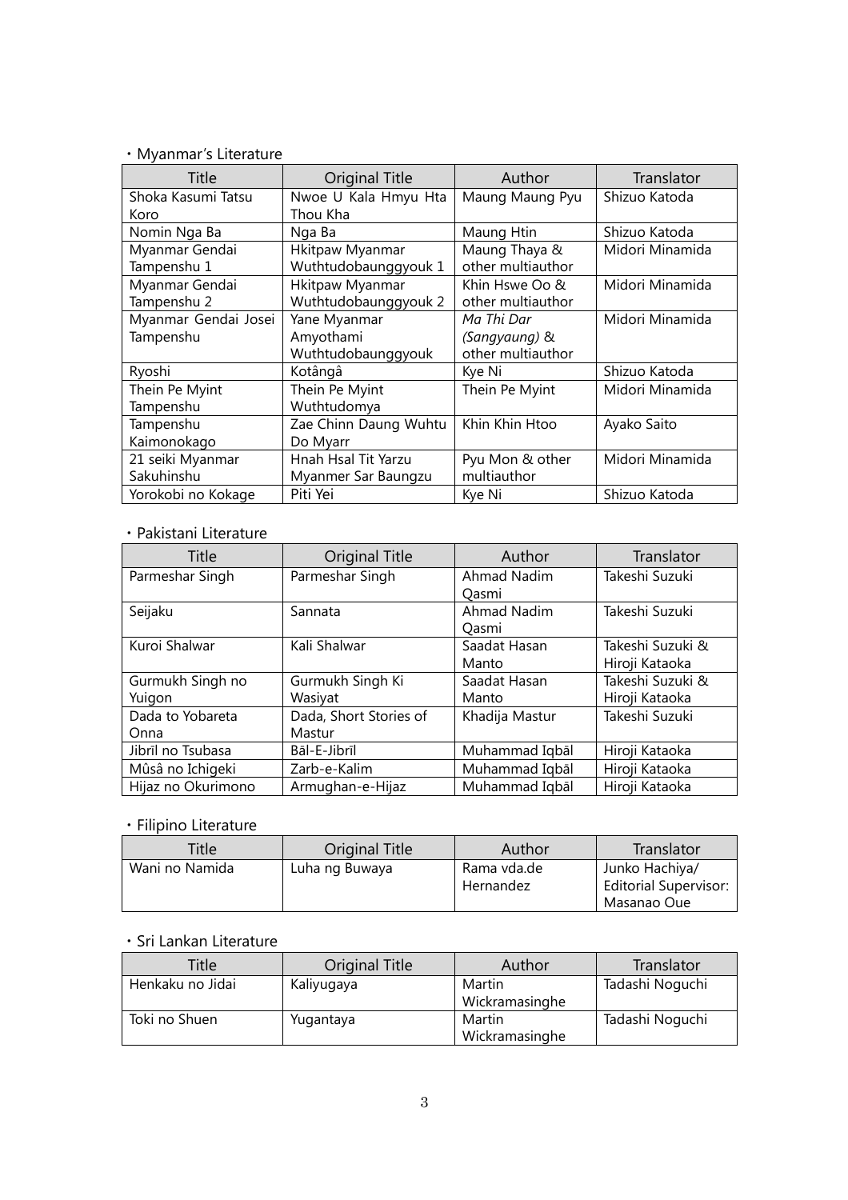・Myanmar's Literature

| Title | Original Title | Author | Translator |
|---|---|---|---|
| Shoka Kasumi Tatsu Koro | Nwoe U Kala Hmyu Hta Thou Kha | Maung Maung Pyu | Shizuo Katoda |
| Nomin Nga Ba | Nga Ba | Maung Htin | Shizuo Katoda |
| Myanmar Gendai Tampenshu 1 | Hkitpaw Myanmar Wuthtudobaunggyouk 1 | Maung Thaya & other multiauthor | Midori Minamida |
| Myanmar Gendai Tampenshu 2 | Hkitpaw Myanmar Wuthtudobaunggyouk 2 | Khin Hswe Oo & other multiauthor | Midori Minamida |
| Myanmar Gendai Josei Tampenshu | Yane Myanmar Amyothami Wuthtudobaunggyouk | *Ma Thi Dar (Sangyaung)* & other multiauthor | Midori Minamida |
| Ryoshi | Kotângâ | Kye Ni | Shizuo Katoda |
| Thein Pe Myint Tampenshu | Thein Pe Myint Wuthtudomya | Thein Pe Myint | Midori Minamida |
| Tampenshu Kaimonokago | Zae Chinn Daung Wuhtu Do Myarr | Khin Khin Htoo | Ayako Saito |
| 21 seiki Myanmar Sakuhinshu | Hnah Hsal Tit Yarzu Myanmer Sar Baungzu | Pyu Mon & other multiauthor | Midori Minamida |
| Yorokobi no Kokage | Piti Yei | Kye Ni | Shizuo Katoda |

・Pakistani Literature

| Title | Original Title | Author | Translator |
|---|---|---|---|
| Parmeshar Singh | Parmeshar Singh | Ahmad Nadim Qasmi | Takeshi Suzuki |
| Seijaku | Sannata | Ahmad Nadim Qasmi | Takeshi Suzuki |
| Kuroi Shalwar | Kali Shalwar | Saadat Hasan Manto | Takeshi Suzuki & Hiroji Kataoka |
| Gurmukh Singh no Yuigon | Gurmukh Singh Ki Wasiyat | Saadat Hasan Manto | Takeshi Suzuki & Hiroji Kataoka |
| Dada to Yobareta Onna | Dada, Short Stories of Mastur | Khadija Mastur | Takeshi Suzuki |
| Jibrīl no Tsubasa | Bāl-E-Jibrīl | Muhammad Iqbāl | Hiroji Kataoka |
| Mûsâ no Ichigeki | Zarb-e-Kalim | Muhammad Iqbāl | Hiroji Kataoka |
| Hijaz no Okurimono | Armughan-e-Hijaz | Muhammad Iqbāl | Hiroji Kataoka |

・Filipino Literature

| Title | Original Title | Author | Translator |
|---|---|---|---|
| Wani no Namida | Luha ng Buwaya | Rama vda.de Hernandez | Junko Hachiya/ Editorial Supervisor: Masanao Oue |

・Sri Lankan Literature

| Title | Original Title | Author | Translator |
|---|---|---|---|
| Henkaku no Jidai | Kaliyugaya | Martin Wickramasinghe | Tadashi Noguchi |
| Toki no Shuen | Yugantaya | Martin Wickramasinghe | Tadashi Noguchi |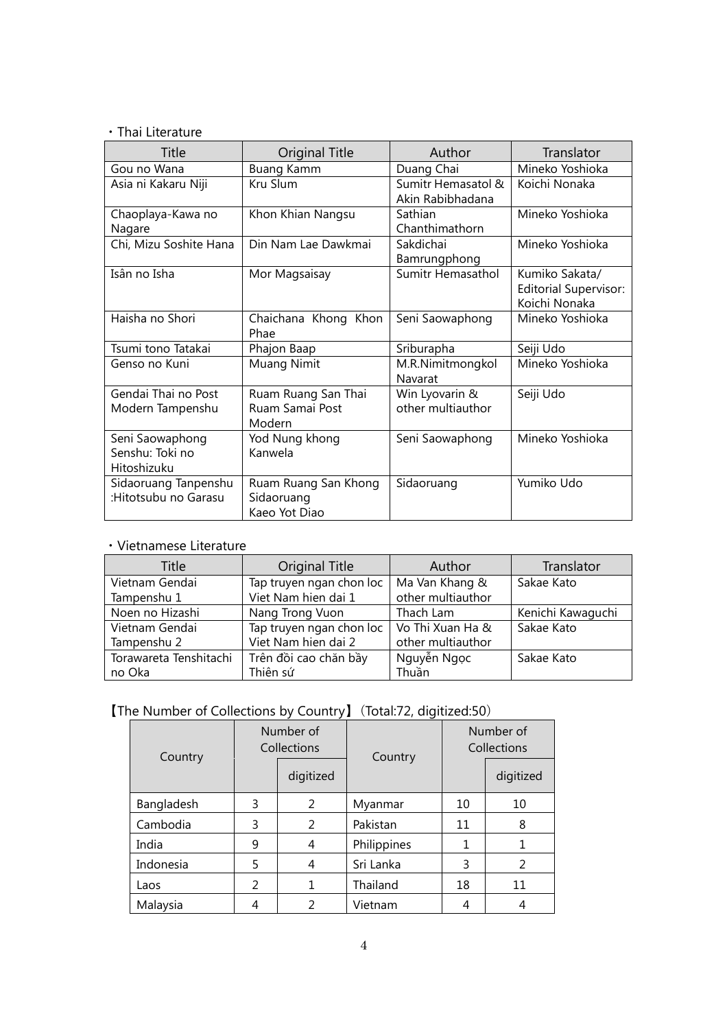・Thai Literature

| Title | Original Title | Author | Translator |
|---|---|---|---|
| Gou no Wana | Buang Kamm | Duang Chai | Mineko Yoshioka |
| Asia ni Kakaru Niji | Kru Slum | Sumitr Hemasatol & Akin Rabibhadana | Koichi Nonaka |
| Chaoplaya-Kawa no Nagare | Khon Khian Nangsu | Sathian Chanthimathorn | Mineko Yoshioka |
| Chi, Mizu Soshite Hana | Din Nam Lae Dawkmai | Sakdichai Bamrungphong | Mineko Yoshioka |
| Isân no Isha | Mor Magsaisay | Sumitr Hemasathol | Kumiko Sakata/ Editorial Supervisor: Koichi Nonaka |
| Haisha no Shori | Chaichana Khong Khon Phae | Seni Saowaphong | Mineko Yoshioka |
| Tsumi tono Tatakai | Phajon Baap | Sriburapha | Seiji Udo |
| Genso no Kuni | Muang Nimit | M.R.Nimitmongkol Navarat | Mineko Yoshioka |
| Gendai Thai no Post Modern Tampenshu | Ruam Ruang San Thai Ruam Samai Post Modern | Win Lyovarin & other multiauthor | Seiji Udo |
| Seni Saowaphong Senshu: Toki no Hitoshizuku | Yod Nung khong Kanwela | Seni Saowaphong | Mineko Yoshioka |
| Sidaoruang Tanpenshu :Hitotsubu no Garasu | Ruam Ruang San Khong Sidaoruang Kaeo Yot Diao | Sidaoruang | Yumiko Udo |

・Vietnamese Literature

| Title | Original Title | Author | Translator |
|---|---|---|---|
| Vietnam Gendai Tampenshu 1 | Tap truyen ngan chon loc Viet Nam hien dai 1 | Ma Van Khang & other multiauthor | Sakae Kato |
| Noen no Hizashi | Nang Trong Vuon | Thach Lam | Kenichi Kawaguchi |
| Vietnam Gendai Tampenshu 2 | Tap truyen ngan chon loc Viet Nam hien dai 2 | Vo Thi Xuan Ha & other multiauthor | Sakae Kato |
| Torawareta Tenshitachi no Oka | Trên đồi cao chăn bầy Thiên sứ | Nguyễn Ngọc Thuần | Sakae Kato |

【The Number of Collections by Country】（Total:72, digitized:50）

| Country | Number of Collections | | Country | Number of Collections | |
|---|---|---|---|---|---|
| | | digitized | | | digitized |
| Bangladesh | 3 | 2 | Myanmar | 10 | 10 |
| Cambodia | 3 | 2 | Pakistan | 11 | 8 |
| India | 9 | 4 | Philippines | 1 | 1 |
| Indonesia | 5 | 4 | Sri Lanka | 3 | 2 |
| Laos | 2 | 1 | Thailand | 18 | 11 |
| Malaysia | 4 | 2 | Vietnam | 4 | 4 |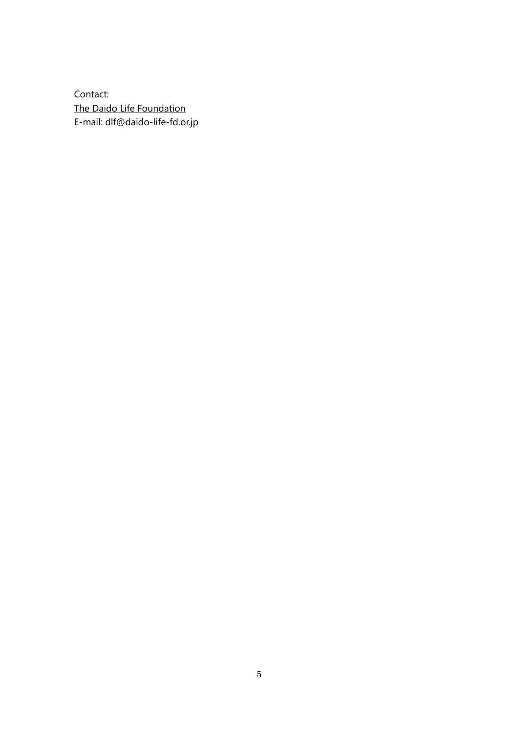Contact:
The Daido Life Foundation
E-mail: dlf@daido-life-fd.or.jp